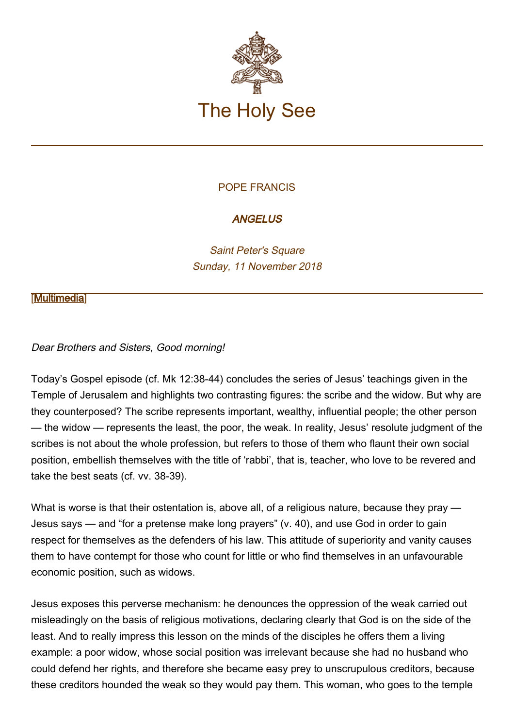# The Holy See

POPE FRANCIS

***ANGELUS***

*Saint Peter's Square*
*Sunday, 11 November 2018*

[Multimedia]

*Dear Brothers and Sisters, Good morning!*

Today's Gospel episode (cf. Mk 12:38-44) concludes the series of Jesus' teachings given in the Temple of Jerusalem and highlights two contrasting figures: the scribe and the widow. But why are they counterposed? The scribe represents important, wealthy, influential people; the other person — the widow — represents the least, the poor, the weak. In reality, Jesus' resolute judgment of the scribes is not about the whole profession, but refers to those of them who flaunt their own social position, embellish themselves with the title of 'rabbi', that is, teacher, who love to be revered and take the best seats (cf. vv. 38-39).

What is worse is that their ostentation is, above all, of a religious nature, because they pray — Jesus says — and "for a pretense make long prayers" (v. 40), and use God in order to gain respect for themselves as the defenders of his law. This attitude of superiority and vanity causes them to have contempt for those who count for little or who find themselves in an unfavourable economic position, such as widows.

Jesus exposes this perverse mechanism: he denounces the oppression of the weak carried out misleadingly on the basis of religious motivations, declaring clearly that God is on the side of the least. And to really impress this lesson on the minds of the disciples he offers them a living example: a poor widow, whose social position was irrelevant because she had no husband who could defend her rights, and therefore she became easy prey to unscrupulous creditors, because these creditors hounded the weak so they would pay them. This woman, who goes to the temple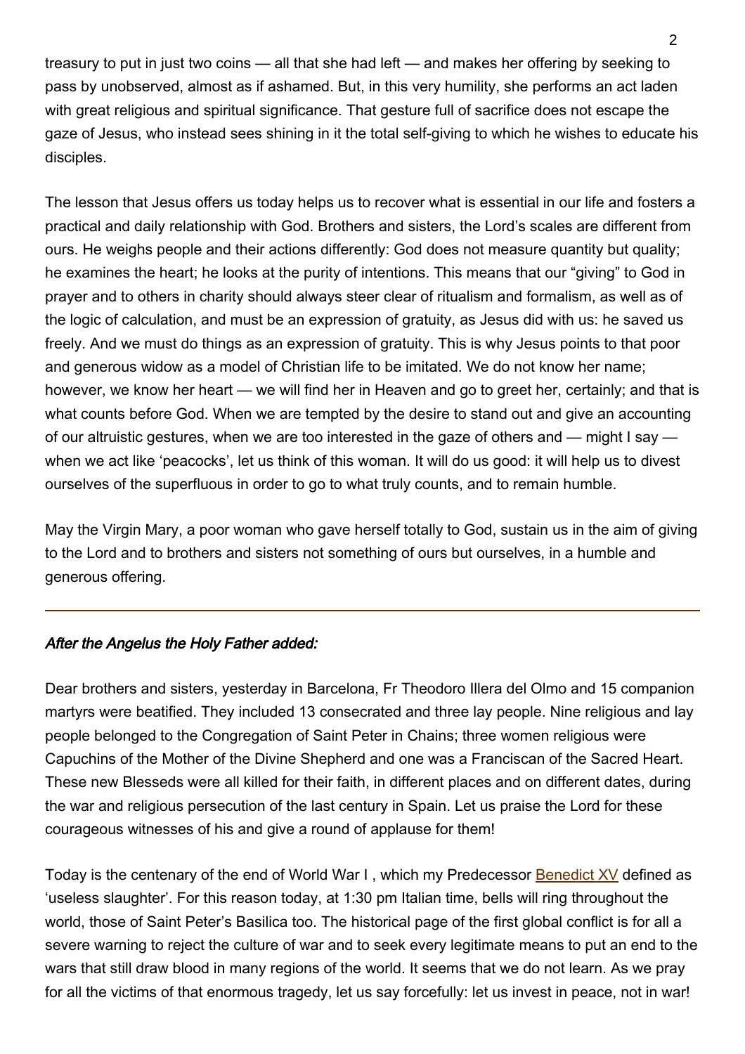treasury to put in just two coins — all that she had left — and makes her offering by seeking to pass by unobserved, almost as if ashamed. But, in this very humility, she performs an act laden with great religious and spiritual significance. That gesture full of sacrifice does not escape the gaze of Jesus, who instead sees shining in it the total self-giving to which he wishes to educate his disciples.

The lesson that Jesus offers us today helps us to recover what is essential in our life and fosters a practical and daily relationship with God. Brothers and sisters, the Lord's scales are different from ours. He weighs people and their actions differently: God does not measure quantity but quality; he examines the heart; he looks at the purity of intentions. This means that our "giving" to God in prayer and to others in charity should always steer clear of ritualism and formalism, as well as of the logic of calculation, and must be an expression of gratuity, as Jesus did with us: he saved us freely. And we must do things as an expression of gratuity. This is why Jesus points to that poor and generous widow as a model of Christian life to be imitated. We do not know her name; however, we know her heart — we will find her in Heaven and go to greet her, certainly; and that is what counts before God. When we are tempted by the desire to stand out and give an accounting of our altruistic gestures, when we are too interested in the gaze of others and — might I say — when we act like 'peacocks', let us think of this woman. It will do us good: it will help us to divest ourselves of the superfluous in order to go to what truly counts, and to remain humble.

May the Virgin Mary, a poor woman who gave herself totally to God, sustain us in the aim of giving to the Lord and to brothers and sisters not something of ours but ourselves, in a humble and generous offering.

---

***After the Angelus the Holy Father added:***

Dear brothers and sisters, yesterday in Barcelona, Fr Theodoro Illera del Olmo and 15 companion martyrs were beatified. They included 13 consecrated and three lay people. Nine religious and lay people belonged to the Congregation of Saint Peter in Chains; three women religious were Capuchins of the Mother of the Divine Shepherd and one was a Franciscan of the Sacred Heart. These new Blesseds were all killed for their faith, in different places and on different dates, during the war and religious persecution of the last century in Spain. Let us praise the Lord for these courageous witnesses of his and give a round of applause for them!

Today is the centenary of the end of World War I , which my Predecessor Benedict XV defined as 'useless slaughter'. For this reason today, at 1:30 pm Italian time, bells will ring throughout the world, those of Saint Peter's Basilica too. The historical page of the first global conflict is for all a severe warning to reject the culture of war and to seek every legitimate means to put an end to the wars that still draw blood in many regions of the world. It seems that we do not learn. As we pray for all the victims of that enormous tragedy, let us say forcefully: let us invest in peace, not in war!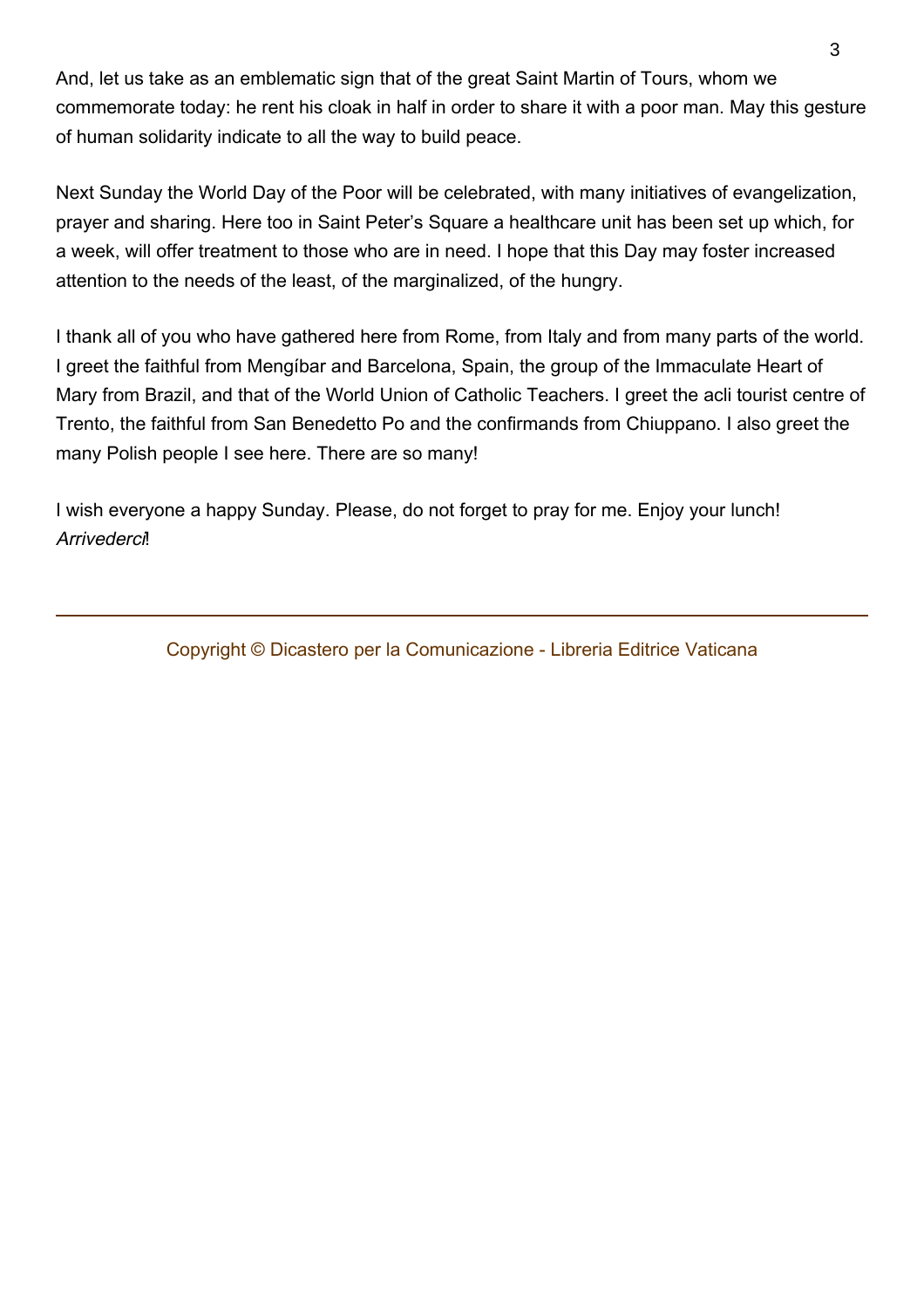And, let us take as an emblematic sign that of the great Saint Martin of Tours, whom we commemorate today: he rent his cloak in half in order to share it with a poor man. May this gesture of human solidarity indicate to all the way to build peace.

Next Sunday the World Day of the Poor will be celebrated, with many initiatives of evangelization, prayer and sharing. Here too in Saint Peter's Square a healthcare unit has been set up which, for a week, will offer treatment to those who are in need. I hope that this Day may foster increased attention to the needs of the least, of the marginalized, of the hungry.

I thank all of you who have gathered here from Rome, from Italy and from many parts of the world. I greet the faithful from Mengíbar and Barcelona, Spain, the group of the Immaculate Heart of Mary from Brazil, and that of the World Union of Catholic Teachers. I greet the acli tourist centre of Trento, the faithful from San Benedetto Po and the confirmands from Chiuppano. I also greet the many Polish people I see here. There are so many!

I wish everyone a happy Sunday. Please, do not forget to pray for me. Enjoy your lunch! *Arrivederci*!

---

Copyright © Dicastero per la Comunicazione - Libreria Editrice Vaticana